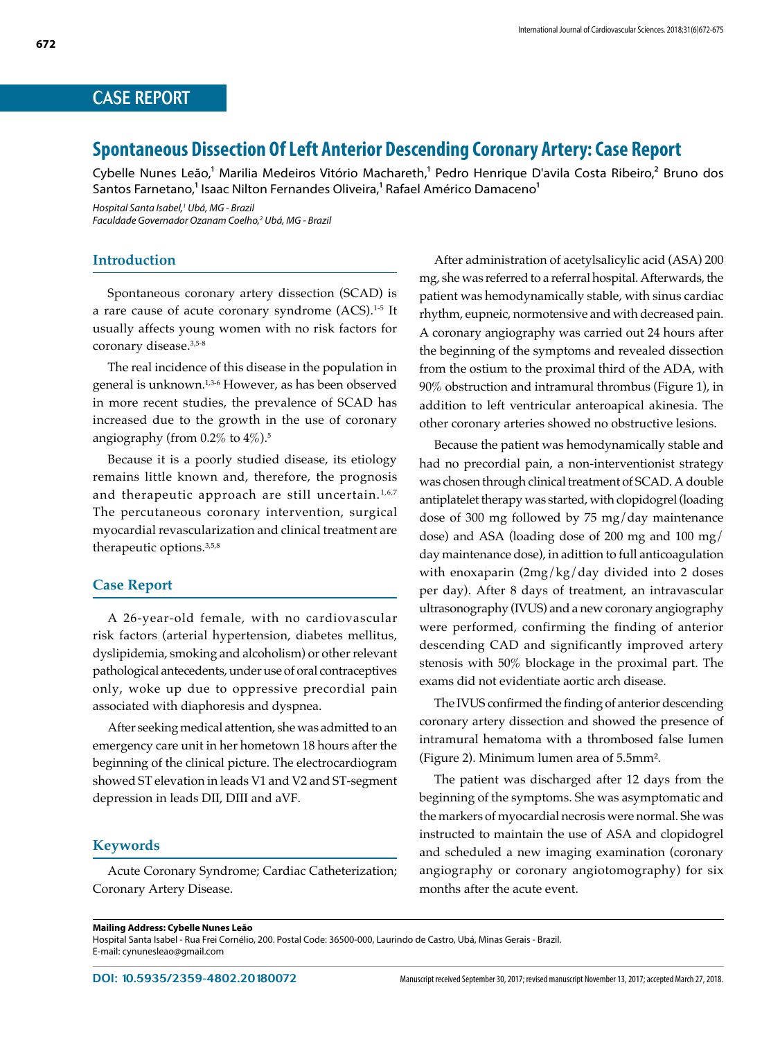## CASE REPORT

# Spontaneous Dissection Of Left Anterior Descending Coronary Artery: Case Report

Cybelle Nunes Leão,[1] Marilia Medeiros Vitório Machareth,[1] Pedro Henrique D'avila Costa Ribeiro,[2] Bruno dos Santos Farnetano,[1] Isaac Nilton Fernandes Oliveira,[1] Rafael Américo Damaceno[1]

*Hospital Santa Isabel,[1] Ubá, MG - Brazil*
*Faculdade Governador Ozanam Coelho,[2] Ubá, MG - Brazil*

## Introduction

Spontaneous coronary artery dissection (SCAD) is a rare cause of acute coronary syndrome (ACS).[1-5] It usually affects young women with no risk factors for coronary disease.[3,5-8]

The real incidence of this disease in the population in general is unknown.[1,3-6] However, as has been observed in more recent studies, the prevalence of SCAD has increased due to the growth in the use of coronary angiography (from 0.2% to 4%).[5]

Because it is a poorly studied disease, its etiology remains little known and, therefore, the prognosis and therapeutic approach are still uncertain.[1,6,7] The percutaneous coronary intervention, surgical myocardial revascularization and clinical treatment are therapeutic options.[3,5,8]

## Case Report

A 26-year-old female, with no cardiovascular risk factors (arterial hypertension, diabetes mellitus, dyslipidemia, smoking and alcoholism) or other relevant pathological antecedents, under use of oral contraceptives only, woke up due to oppressive precordial pain associated with diaphoresis and dyspnea.

After seeking medical attention, she was admitted to an emergency care unit in her hometown 18 hours after the beginning of the clinical picture. The electrocardiogram showed ST elevation in leads V1 and V2 and ST-segment depression in leads DII, DIII and aVF.

After administration of acetylsalicylic acid (ASA) 200 mg, she was referred to a referral hospital. Afterwards, the patient was hemodynamically stable, with sinus cardiac rhythm, eupneic, normotensive and with decreased pain. A coronary angiography was carried out 24 hours after the beginning of the symptoms and revealed dissection from the ostium to the proximal third of the ADA, with 90% obstruction and intramural thrombus (Figure 1), in addition to left ventricular anteroapical akinesia. The other coronary arteries showed no obstructive lesions.

Because the patient was hemodynamically stable and had no precordial pain, a non-interventionist strategy was chosen through clinical treatment of SCAD. A double antiplatelet therapy was started, with clopidogrel (loading dose of 300 mg followed by 75 mg/day maintenance dose) and ASA (loading dose of 200 mg and 100 mg/day maintenance dose), in adittion to full anticoagulation with enoxaparin (2mg/kg/day divided into 2 doses per day). After 8 days of treatment, an intravascular ultrasonography (IVUS) and a new coronary angiography were performed, confirming the finding of anterior descending CAD and significantly improved artery stenosis with 50% blockage in the proximal part. The exams did not evidentiate aortic arch disease.

The IVUS confirmed the finding of anterior descending coronary artery dissection and showed the presence of intramural hematoma with a thrombosed false lumen (Figure 2). Minimum lumen area of 5.5mm².

The patient was discharged after 12 days from the beginning of the symptoms. She was asymptomatic and the markers of myocardial necrosis were normal. She was instructed to maintain the use of ASA and clopidogrel and scheduled a new imaging examination (coronary angiography or coronary angiotomography) for six months after the acute event.

## Keywords

Acute Coronary Syndrome; Cardiac Catheterization; Coronary Artery Disease.

**Mailing Address: Cybelle Nunes Leão**
Hospital Santa Isabel - Rua Frei Cornélio, 200. Postal Code: 36500-000, Laurindo de Castro, Ubá, Minas Gerais - Brazil.
E-mail: cynunesleao@gmail.com

DOI: 10.5935/2359-4802.20180072

Manuscript received September 30, 2017; revised manuscript November 13, 2017; accepted March 27, 2018.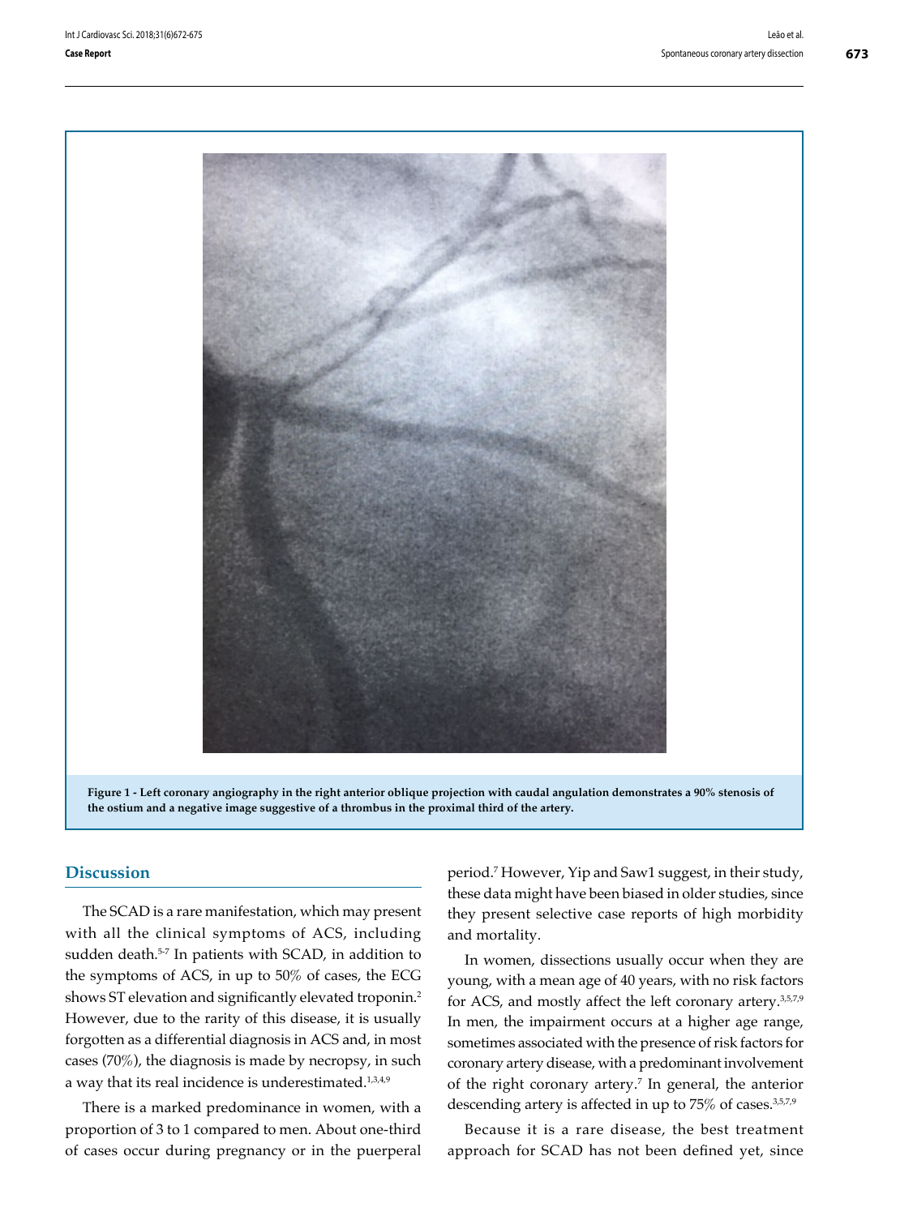Figure 1 - Left coronary angiography in the right anterior oblique projection with caudal angulation demonstrates a 90% stenosis of the ostium and a negative image suggestive of a thrombus in the proximal third of the artery.

## Discussion

The SCAD is a rare manifestation, which may present with all the clinical symptoms of ACS, including sudden death.[5-7] In patients with SCAD, in addition to the symptoms of ACS, in up to 50% of cases, the ECG shows ST elevation and significantly elevated troponin.[2] However, due to the rarity of this disease, it is usually forgotten as a differential diagnosis in ACS and, in most cases (70%), the diagnosis is made by necropsy, in such a way that its real incidence is underestimated.[1,3,4,9]

There is a marked predominance in women, with a proportion of 3 to 1 compared to men. About one-third of cases occur during pregnancy or in the puerperal period.[7] However, Yip and Saw1 suggest, in their study, these data might have been biased in older studies, since they present selective case reports of high morbidity and mortality.

In women, dissections usually occur when they are young, with a mean age of 40 years, with no risk factors for ACS, and mostly affect the left coronary artery.[3,5,7,9] In men, the impairment occurs at a higher age range, sometimes associated with the presence of risk factors for coronary artery disease, with a predominant involvement of the right coronary artery.[7] In general, the anterior descending artery is affected in up to 75% of cases.[3,5,7,9]

Because it is a rare disease, the best treatment approach for SCAD has not been defined yet, since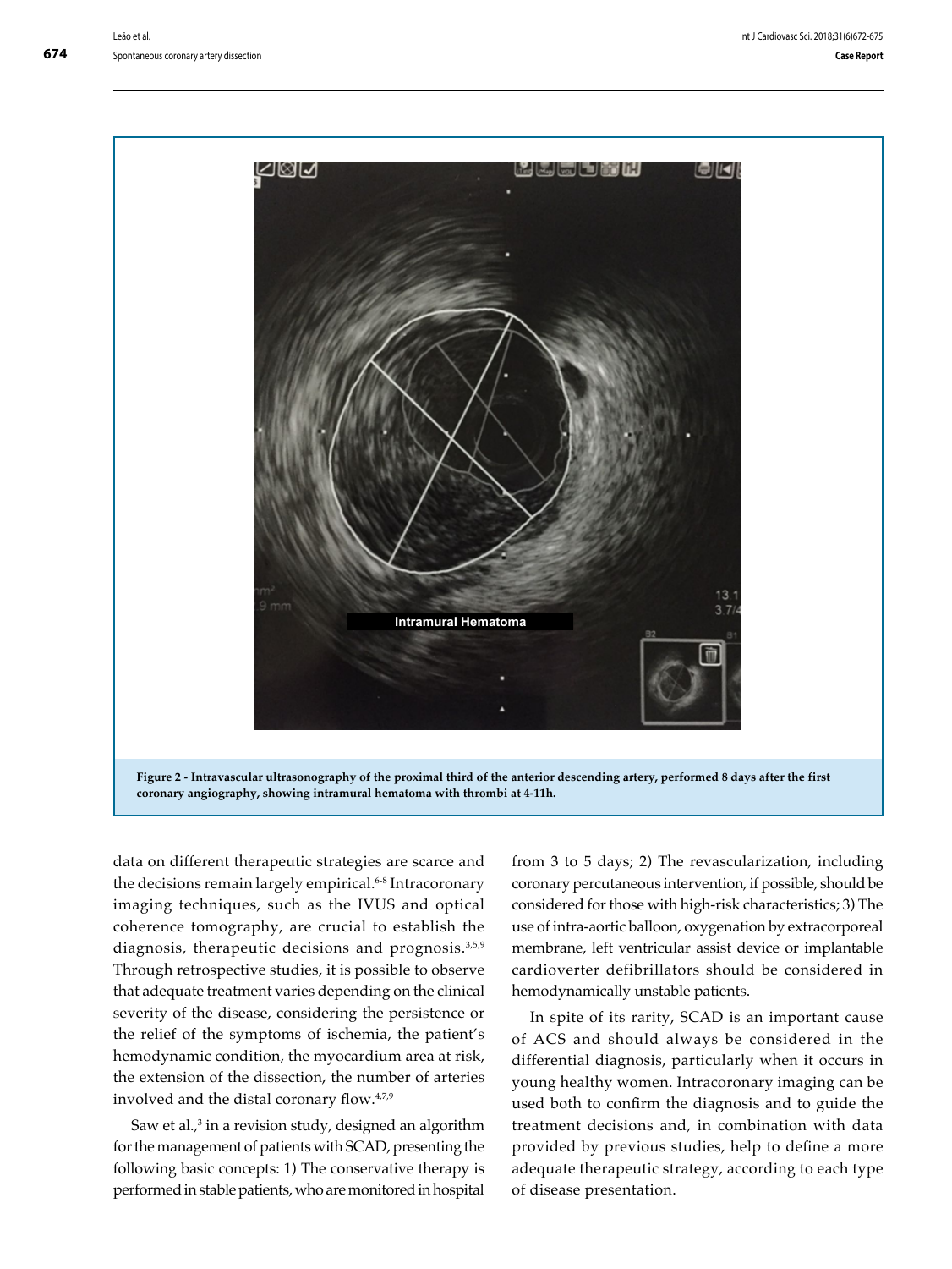**Figure 2 - Intravascular ultrasonography of the proximal third of the anterior descending artery, performed 8 days after the first coronary angiography, showing intramural hematoma with thrombi at 4-11h.**

data on different therapeutic strategies are scarce and the decisions remain largely empirical.[6-8] Intracoronary imaging techniques, such as the IVUS and optical coherence tomography, are crucial to establish the diagnosis, therapeutic decisions and prognosis.[3,5,9] Through retrospective studies, it is possible to observe that adequate treatment varies depending on the clinical severity of the disease, considering the persistence or the relief of the symptoms of ischemia, the patient's hemodynamic condition, the myocardium area at risk, the extension of the dissection, the number of arteries involved and the distal coronary flow.[4,7,9]

Saw et al.,[3] in a revision study, designed an algorithm for the management of patients with SCAD, presenting the following basic concepts: 1) The conservative therapy is performed in stable patients, who are monitored in hospital from 3 to 5 days; 2) The revascularization, including coronary percutaneous intervention, if possible, should be considered for those with high-risk characteristics; 3) The use of intra-aortic balloon, oxygenation by extracorporeal membrane, left ventricular assist device or implantable cardioverter defibrillators should be considered in hemodynamically unstable patients.

In spite of its rarity, SCAD is an important cause of ACS and should always be considered in the differential diagnosis, particularly when it occurs in young healthy women. Intracoronary imaging can be used both to confirm the diagnosis and to guide the treatment decisions and, in combination with data provided by previous studies, help to define a more adequate therapeutic strategy, according to each type of disease presentation.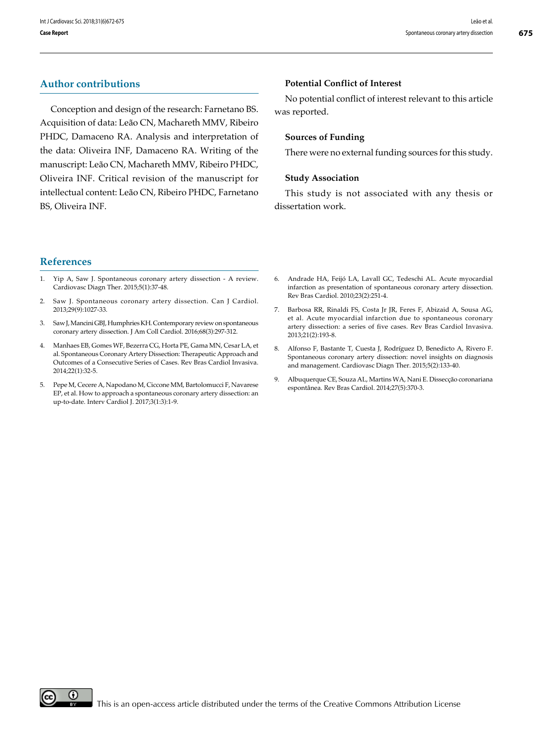## Author contributions

Conception and design of the research: Farnetano BS. Acquisition of data: Leão CN, Machareth MMV, Ribeiro PHDC, Damaceno RA. Analysis and interpretation of the data: Oliveira INF, Damaceno RA. Writing of the manuscript: Leão CN, Machareth MMV, Ribeiro PHDC, Oliveira INF. Critical revision of the manuscript for intellectual content: Leão CN, Ribeiro PHDC, Farnetano BS, Oliveira INF.

### Potential Conflict of Interest

No potential conflict of interest relevant to this article was reported.

### Sources of Funding

There were no external funding sources for this study.

### Study Association

This study is not associated with any thesis or dissertation work.

## References

1. Yip A, Saw J. Spontaneous coronary artery dissection - A review. Cardiovasc Diagn Ther. 2015;5(1):37-48.
2. Saw J. Spontaneous coronary artery dissection. Can J Cardiol. 2013;29(9):1027-33.
3. Saw J, Mancini GBJ, Humphries KH. Contemporary review on spontaneous coronary artery dissection. J Am Coll Cardiol. 2016;68(3):297-312.
4. Manhaes EB, Gomes WF, Bezerra CG, Horta PE, Gama MN, Cesar LA, et al. Spontaneous Coronary Artery Dissection: Therapeutic Approach and Outcomes of a Consecutive Series of Cases. Rev Bras Cardiol Invasiva. 2014;22(1):32-5.
5. Pepe M, Cecere A, Napodano M, Ciccone MM, Bartolomucci F, Navarese EP, et al. How to approach a spontaneous coronary artery dissection: an up-to-date. Interv Cardiol J. 2017;3(1:3):1-9.
6. Andrade HA, Feijó LA, Lavall GC, Tedeschi AL. Acute myocardial infarction as presentation of spontaneous coronary artery dissection. Rev Bras Cardiol. 2010;23(2):251-4.
7. Barbosa RR, Rinaldi FS, Costa Jr JR, Feres F, Abizaid A, Sousa AG, et al. Acute myocardial infarction due to spontaneous coronary artery dissection: a series of five cases. Rev Bras Cardiol Invasiva. 2013;21(2):193-8.
8. Alfonso F, Bastante T, Cuesta J, Rodríguez D, Benedicto A, Rivero F. Spontaneous coronary artery dissection: novel insights on diagnosis and management. Cardiovasc Diagn Ther. 2015;5(2):133-40.
9. Albuquerque CE, Souza AL, Martins WA, Nani E. Dissecção coronariana espontânea. Rev Bras Cardiol. 2014;27(5):370-3.

This is an open-access article distributed under the terms of the Creative Commons Attribution License